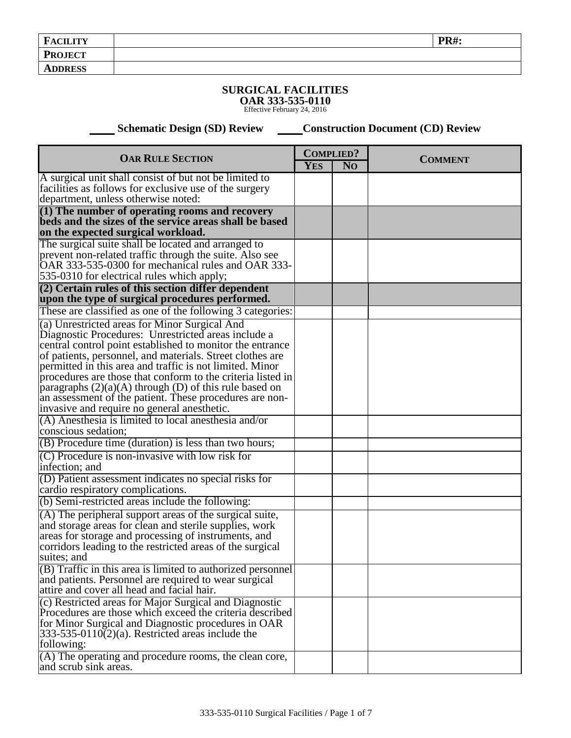| **FACILITY** | | **PR#:** |
|---|---|---|
| **PROJECT** | | |
| **ADDRESS** | | |

# SURGICAL FACILITIES

## OAR 333-535-0110

Effective February 24, 2016

\_\_\_\_ **Schematic Design (SD) Review** \_\_\_\_ **Construction Document (CD) Review**

| **OAR RULE SECTION** | **COMPLIED?** | | **COMMENT** |
|---|---|---|---|
| | **YES** | **NO** | |
| A surgical unit shall consist of but not be limited to facilities as follows for exclusive use of the surgery department, unless otherwise noted: | | | |
| **(1) The number of operating rooms and recovery beds and the sizes of the service areas shall be based on the expected surgical workload.** | | | |
| The surgical suite shall be located and arranged to prevent non-related traffic through the suite. Also see OAR 333-535-0300 for mechanical rules and OAR 333-535-0310 for electrical rules which apply; | | | |
| **(2) Certain rules of this section differ dependent upon the type of surgical procedures performed.** | | | |
| These are classified as one of the following 3 categories: | | | |
| (a) Unrestricted areas for Minor Surgical And Diagnostic Procedures: Unrestricted areas include a central control point established to monitor the entrance of patients, personnel, and materials. Street clothes are permitted in this area and traffic is not limited. Minor procedures are those that conform to the criteria listed in paragraphs (2)(a)(A) through (D) of this rule based on an assessment of the patient. These procedures are non-invasive and require no general anesthetic. | | | |
| (A) Anesthesia is limited to local anesthesia and/or conscious sedation; | | | |
| (B) Procedure time (duration) is less than two hours; | | | |
| (C) Procedure is non-invasive with low risk for infection; and | | | |
| (D) Patient assessment indicates no special risks for cardio respiratory complications. | | | |
| (b) Semi-restricted areas include the following: | | | |
| (A) The peripheral support areas of the surgical suite, and storage areas for clean and sterile supplies, work areas for storage and processing of instruments, and corridors leading to the restricted areas of the surgical suites; and | | | |
| (B) Traffic in this area is limited to authorized personnel and patients. Personnel are required to wear surgical attire and cover all head and facial hair. | | | |
| (c) Restricted areas for Major Surgical and Diagnostic Procedures are those which exceed the criteria described for Minor Surgical and Diagnostic procedures in OAR 333-535-0110(2)(a). Restricted areas include the following: | | | |
| (A) The operating and procedure rooms, the clean core, and scrub sink areas. | | | |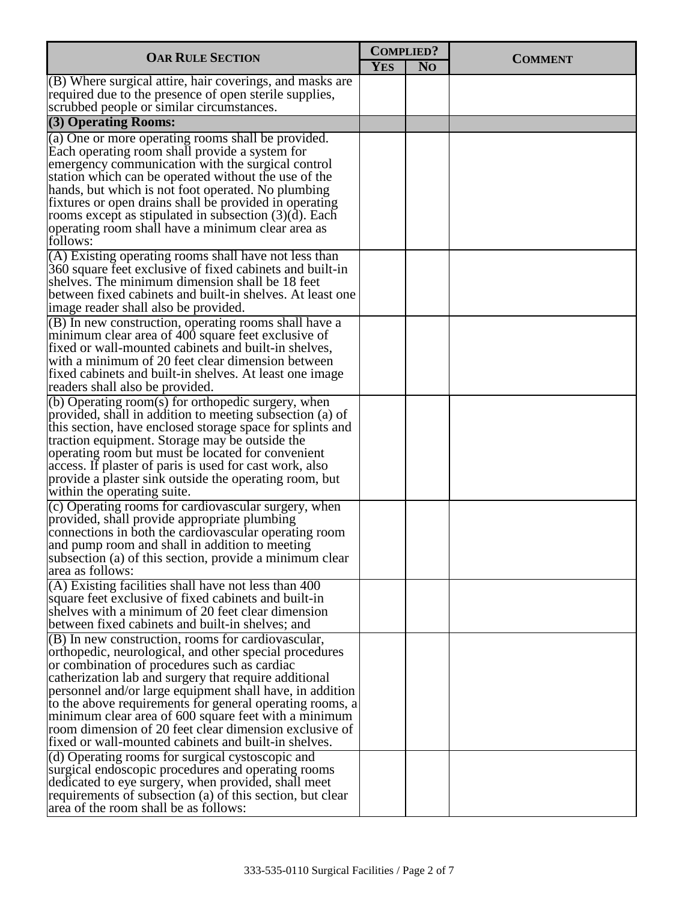| OAR Rule Section | Complied? | | Comment |
|---|---|---|---|
| | Yes | No | |
| (B) Where surgical attire, hair coverings, and masks are required due to the presence of open sterile supplies, scrubbed people or similar circumstances. | | | |
| **(3) Operating Rooms:** | | | |
| (a) One or more operating rooms shall be provided. Each operating room shall provide a system for emergency communication with the surgical control station which can be operated without the use of the hands, but which is not foot operated. No plumbing fixtures or open drains shall be provided in operating rooms except as stipulated in subsection (3)(d). Each operating room shall have a minimum clear area as follows: | | | |
| (A) Existing operating rooms shall have not less than 360 square feet exclusive of fixed cabinets and built-in shelves. The minimum dimension shall be 18 feet between fixed cabinets and built-in shelves. At least one image reader shall also be provided. | | | |
| (B) In new construction, operating rooms shall have a minimum clear area of 400 square feet exclusive of fixed or wall-mounted cabinets and built-in shelves, with a minimum of 20 feet clear dimension between fixed cabinets and built-in shelves. At least one image readers shall also be provided. | | | |
| (b) Operating room(s) for orthopedic surgery, when provided, shall in addition to meeting subsection (a) of this section, have enclosed storage space for splints and traction equipment. Storage may be outside the operating room but must be located for convenient access. If plaster of paris is used for cast work, also provide a plaster sink outside the operating room, but within the operating suite. | | | |
| (c) Operating rooms for cardiovascular surgery, when provided, shall provide appropriate plumbing connections in both the cardiovascular operating room and pump room and shall in addition to meeting subsection (a) of this section, provide a minimum clear area as follows: | | | |
| (A) Existing facilities shall have not less than 400 square feet exclusive of fixed cabinets and built-in shelves with a minimum of 20 feet clear dimension between fixed cabinets and built-in shelves; and | | | |
| (B) In new construction, rooms for cardiovascular, orthopedic, neurological, and other special procedures or combination of procedures such as cardiac catheterization lab and surgery that require additional personnel and/or large equipment shall have, in addition to the above requirements for general operating rooms, a minimum clear area of 600 square feet with a minimum room dimension of 20 feet clear dimension exclusive of fixed or wall-mounted cabinets and built-in shelves. | | | |
| (d) Operating rooms for surgical cystoscopic and surgical endoscopic procedures and operating rooms dedicated to eye surgery, when provided, shall meet requirements of subsection (a) of this section, but clear area of the room shall be as follows: | | | |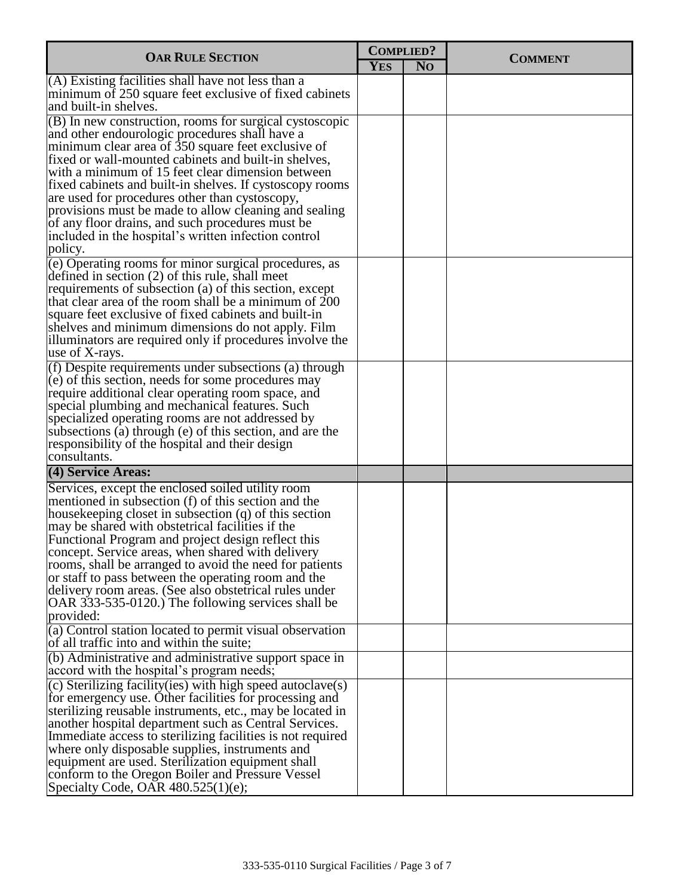| OAR Rule Section | Complied? | | Comment |
|---|---|---|---|
| | Yes | No | |
| (A) Existing facilities shall have not less than a minimum of 250 square feet exclusive of fixed cabinets and built-in shelves. | | | |
| (B) In new construction, rooms for surgical cystoscopic and other endourologic procedures shall have a minimum clear area of 350 square feet exclusive of fixed or wall-mounted cabinets and built-in shelves, with a minimum of 15 feet clear dimension between fixed cabinets and built-in shelves. If cystoscopy rooms are used for procedures other than cystoscopy, provisions must be made to allow cleaning and sealing of any floor drains, and such procedures must be included in the hospital's written infection control policy. | | | |
| (e) Operating rooms for minor surgical procedures, as defined in section (2) of this rule, shall meet requirements of subsection (a) of this section, except that clear area of the room shall be a minimum of 200 square feet exclusive of fixed cabinets and built-in shelves and minimum dimensions do not apply. Film illuminators are required only if procedures involve the use of X-rays. | | | |
| (f) Despite requirements under subsections (a) through (e) of this section, needs for some procedures may require additional clear operating room space, and special plumbing and mechanical features. Such specialized operating rooms are not addressed by subsections (a) through (e) of this section, and are the responsibility of the hospital and their design consultants. | | | |
| **(4) Service Areas:** | | | |
| Services, except the enclosed soiled utility room mentioned in subsection (f) of this section and the housekeeping closet in subsection (q) of this section may be shared with obstetrical facilities if the Functional Program and project design reflect this concept. Service areas, when shared with delivery rooms, shall be arranged to avoid the need for patients or staff to pass between the operating room and the delivery room areas. (See also obstetrical rules under OAR 333-535-0120.) The following services shall be provided: | | | |
| (a) Control station located to permit visual observation of all traffic into and within the suite; | | | |
| (b) Administrative and administrative support space in accord with the hospital's program needs; | | | |
| (c) Sterilizing facility(ies) with high speed autoclave(s) for emergency use. Other facilities for processing and sterilizing reusable instruments, etc., may be located in another hospital department such as Central Services. Immediate access to sterilizing facilities is not required where only disposable supplies, instruments and equipment are used. Sterilization equipment shall conform to the Oregon Boiler and Pressure Vessel Specialty Code, OAR 480.525(1)(e); | | | |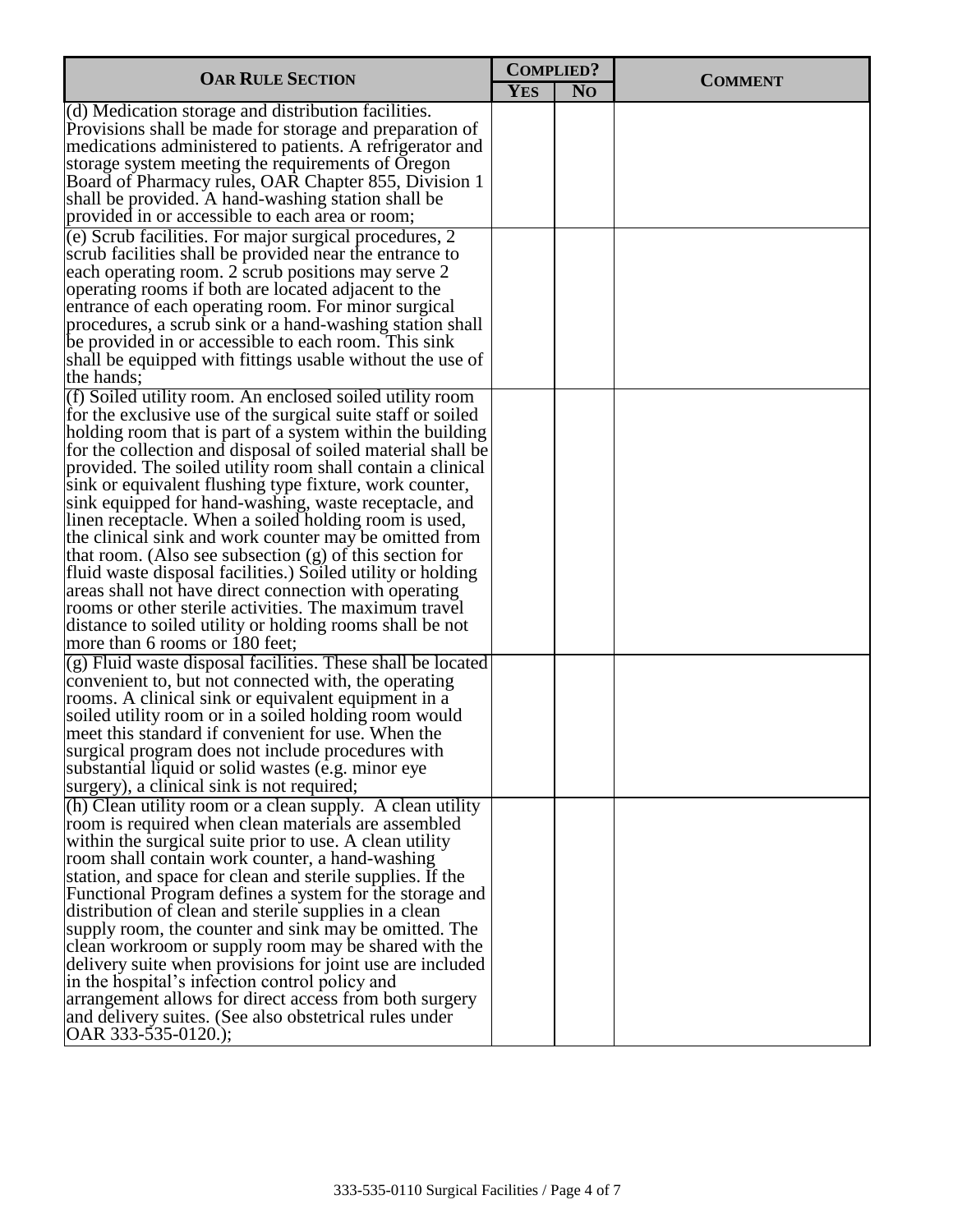| OAR Rule Section | Complied? | | Comment |
|---|---|---|---|
| | Yes | No | |
| (d) Medication storage and distribution facilities. Provisions shall be made for storage and preparation of medications administered to patients. A refrigerator and storage system meeting the requirements of Oregon Board of Pharmacy rules, OAR Chapter 855, Division 1 shall be provided. A hand-washing station shall be provided in or accessible to each area or room; | | | |
| (e) Scrub facilities. For major surgical procedures, 2 scrub facilities shall be provided near the entrance to each operating room. 2 scrub positions may serve 2 operating rooms if both are located adjacent to the entrance of each operating room. For minor surgical procedures, a scrub sink or a hand-washing station shall be provided in or accessible to each room. This sink shall be equipped with fittings usable without the use of the hands; | | | |
| (f) Soiled utility room. An enclosed soiled utility room for the exclusive use of the surgical suite staff or soiled holding room that is part of a system within the building for the collection and disposal of soiled material shall be provided. The soiled utility room shall contain a clinical sink or equivalent flushing type fixture, work counter, sink equipped for hand-washing, waste receptacle, and linen receptacle. When a soiled holding room is used, the clinical sink and work counter may be omitted from that room. (Also see subsection (g) of this section for fluid waste disposal facilities.) Soiled utility or holding areas shall not have direct connection with operating rooms or other sterile activities. The maximum travel distance to soiled utility or holding rooms shall be not more than 6 rooms or 180 feet; | | | |
| (g) Fluid waste disposal facilities. These shall be located convenient to, but not connected with, the operating rooms. A clinical sink or equivalent equipment in a soiled utility room or in a soiled holding room would meet this standard if convenient for use. When the surgical program does not include procedures with substantial liquid or solid wastes (e.g. minor eye surgery), a clinical sink is not required; | | | |
| (h) Clean utility room or a clean supply. A clean utility room is required when clean materials are assembled within the surgical suite prior to use. A clean utility room shall contain work counter, a hand-washing station, and space for clean and sterile supplies. If the Functional Program defines a system for the storage and distribution of clean and sterile supplies in a clean supply room, the counter and sink may be omitted. The clean workroom or supply room may be shared with the delivery suite when provisions for joint use are included in the hospital's infection control policy and arrangement allows for direct access from both surgery and delivery suites. (See also obstetrical rules under OAR 333-535-0120.); | | | |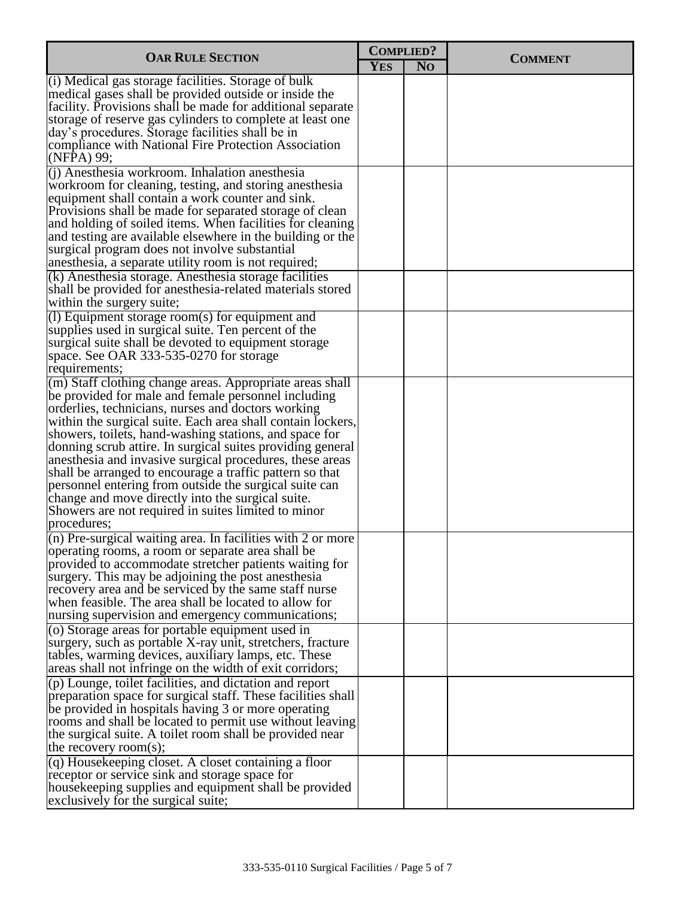| **OAR RULE SECTION** | **COMPLIED?** | | **COMMENT** |
|---|---|---|---|
| | **YES** | **NO** | |
| (i) Medical gas storage facilities. Storage of bulk medical gases shall be provided outside or inside the facility. Provisions shall be made for additional separate storage of reserve gas cylinders to complete at least one day's procedures. Storage facilities shall be in compliance with National Fire Protection Association (NFPA) 99; | | | |
| (j) Anesthesia workroom. Inhalation anesthesia workroom for cleaning, testing, and storing anesthesia equipment shall contain a work counter and sink. Provisions shall be made for separated storage of clean and holding of soiled items. When facilities for cleaning and testing are available elsewhere in the building or the surgical program does not involve substantial anesthesia, a separate utility room is not required; | | | |
| (k) Anesthesia storage. Anesthesia storage facilities shall be provided for anesthesia-related materials stored within the surgery suite; | | | |
| (l) Equipment storage room(s) for equipment and supplies used in surgical suite. Ten percent of the surgical suite shall be devoted to equipment storage space. See OAR 333-535-0270 for storage requirements; | | | |
| (m) Staff clothing change areas. Appropriate areas shall be provided for male and female personnel including orderlies, technicians, nurses and doctors working within the surgical suite. Each area shall contain lockers, showers, toilets, hand-washing stations, and space for donning scrub attire. In surgical suites providing general anesthesia and invasive surgical procedures, these areas shall be arranged to encourage a traffic pattern so that personnel entering from outside the surgical suite can change and move directly into the surgical suite. Showers are not required in suites limited to minor procedures; | | | |
| (n) Pre-surgical waiting area. In facilities with 2 or more operating rooms, a room or separate area shall be provided to accommodate stretcher patients waiting for surgery. This may be adjoining the post anesthesia recovery area and be serviced by the same staff nurse when feasible. The area shall be located to allow for nursing supervision and emergency communications; | | | |
| (o) Storage areas for portable equipment used in surgery, such as portable X-ray unit, stretchers, fracture tables, warming devices, auxiliary lamps, etc. These areas shall not infringe on the width of exit corridors; | | | |
| (p) Lounge, toilet facilities, and dictation and report preparation space for surgical staff. These facilities shall be provided in hospitals having 3 or more operating rooms and shall be located to permit use without leaving the surgical suite. A toilet room shall be provided near the recovery room(s); | | | |
| (q) Housekeeping closet. A closet containing a floor receptor or service sink and storage space for housekeeping supplies and equipment shall be provided exclusively for the surgical suite; | | | |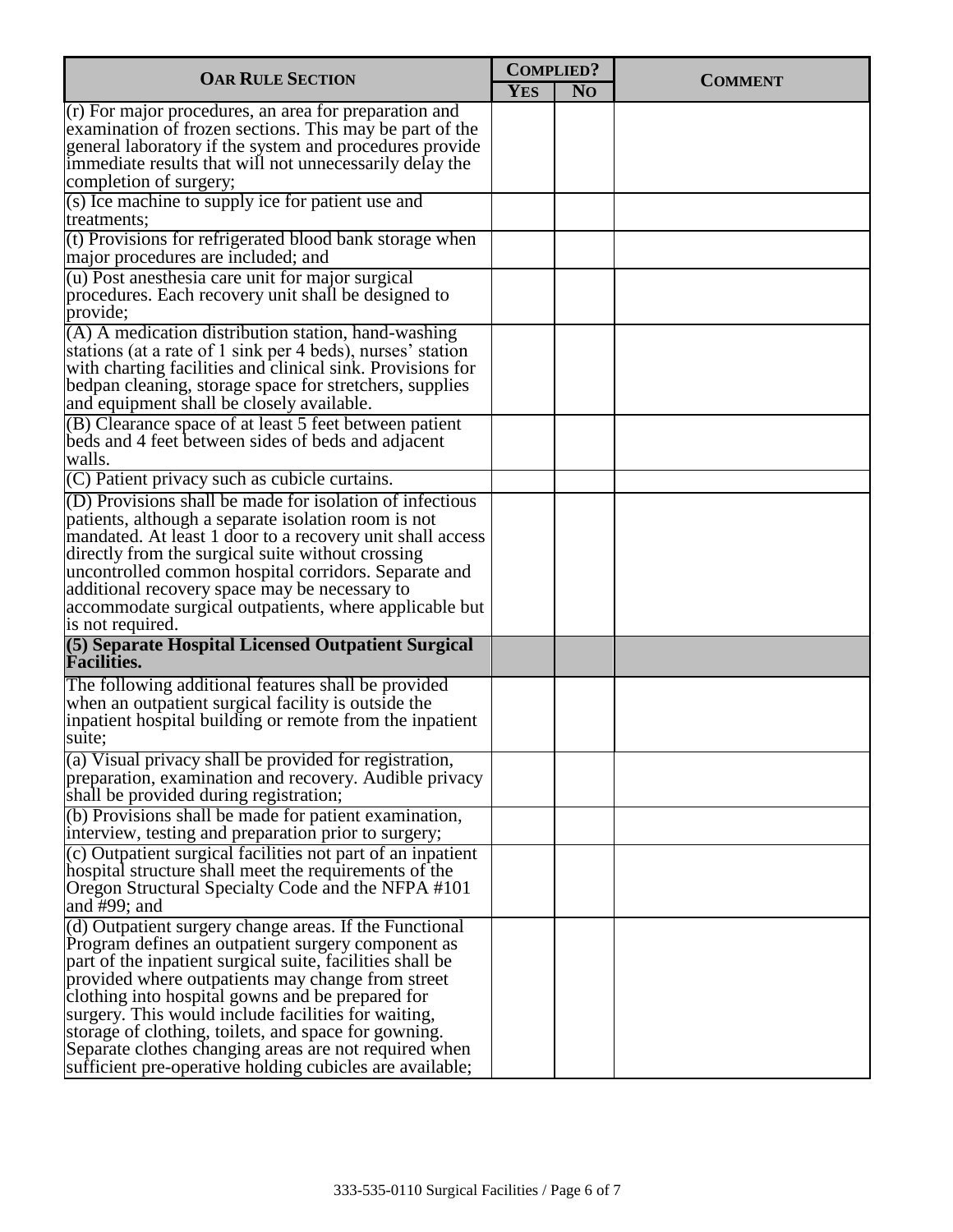| OAR RULE SECTION | COMPLIED? | | COMMENT |
|---|---|---|---|
| | YES | NO | |
| (r) For major procedures, an area for preparation and examination of frozen sections. This may be part of the general laboratory if the system and procedures provide immediate results that will not unnecessarily delay the completion of surgery; | | | |
| (s) Ice machine to supply ice for patient use and treatments; | | | |
| (t) Provisions for refrigerated blood bank storage when major procedures are included; and | | | |
| (u) Post anesthesia care unit for major surgical procedures. Each recovery unit shall be designed to provide; | | | |
| (A) A medication distribution station, hand-washing stations (at a rate of 1 sink per 4 beds), nurses' station with charting facilities and clinical sink. Provisions for bedpan cleaning, storage space for stretchers, supplies and equipment shall be closely available. | | | |
| (B) Clearance space of at least 5 feet between patient beds and 4 feet between sides of beds and adjacent walls. | | | |
| (C) Patient privacy such as cubicle curtains. | | | |
| (D) Provisions shall be made for isolation of infectious patients, although a separate isolation room is not mandated. At least 1 door to a recovery unit shall access directly from the surgical suite without crossing uncontrolled common hospital corridors. Separate and additional recovery space may be necessary to accommodate surgical outpatients, where applicable but is not required. | | | |
| **(5) Separate Hospital Licensed Outpatient Surgical Facilities.** | | | |
| The following additional features shall be provided when an outpatient surgical facility is outside the inpatient hospital building or remote from the inpatient suite; | | | |
| (a) Visual privacy shall be provided for registration, preparation, examination and recovery. Audible privacy shall be provided during registration; | | | |
| (b) Provisions shall be made for patient examination, interview, testing and preparation prior to surgery; | | | |
| (c) Outpatient surgical facilities not part of an inpatient hospital structure shall meet the requirements of the Oregon Structural Specialty Code and the NFPA #101 and #99; and | | | |
| (d) Outpatient surgery change areas. If the Functional Program defines an outpatient surgery component as part of the inpatient surgical suite, facilities shall be provided where outpatients may change from street clothing into hospital gowns and be prepared for surgery. This would include facilities for waiting, storage of clothing, toilets, and space for gowning. Separate clothes changing areas are not required when sufficient pre-operative holding cubicles are available; | | | |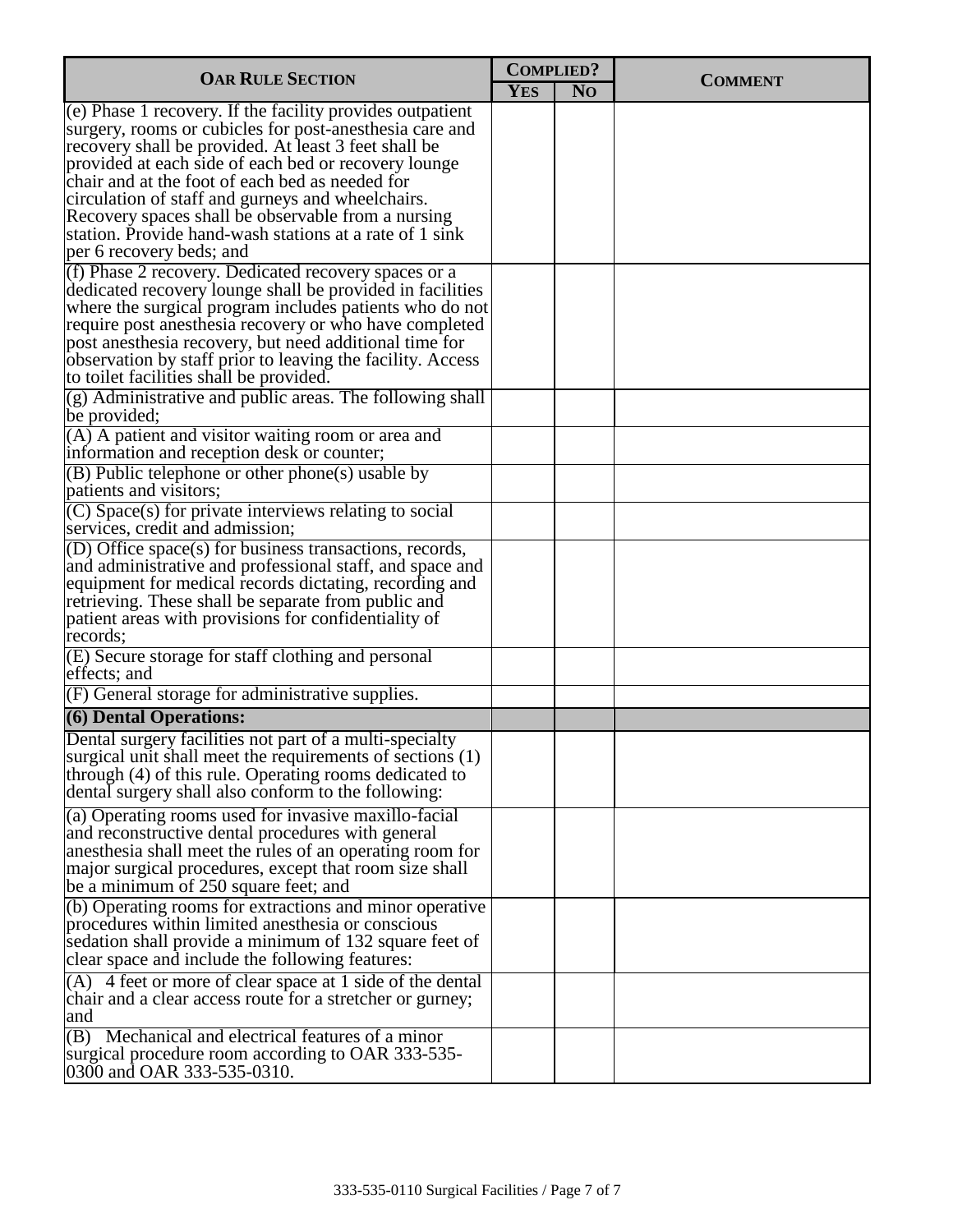| OAR RULE SECTION | COMPLIED? | | COMMENT |
|---|---|---|---|
| | YES | NO | |
| (e) Phase 1 recovery. If the facility provides outpatient surgery, rooms or cubicles for post-anesthesia care and recovery shall be provided. At least 3 feet shall be provided at each side of each bed or recovery lounge chair and at the foot of each bed as needed for circulation of staff and gurneys and wheelchairs. Recovery spaces shall be observable from a nursing station. Provide hand-wash stations at a rate of 1 sink per 6 recovery beds; and | | | |
| (f) Phase 2 recovery. Dedicated recovery spaces or a dedicated recovery lounge shall be provided in facilities where the surgical program includes patients who do not require post anesthesia recovery or who have completed post anesthesia recovery, but need additional time for observation by staff prior to leaving the facility. Access to toilet facilities shall be provided. | | | |
| (g) Administrative and public areas. The following shall be provided; | | | |
| (A) A patient and visitor waiting room or area and information and reception desk or counter; | | | |
| (B) Public telephone or other phone(s) usable by patients and visitors; | | | |
| (C) Space(s) for private interviews relating to social services, credit and admission; | | | |
| (D) Office space(s) for business transactions, records, and administrative and professional staff, and space and equipment for medical records dictating, recording and retrieving. These shall be separate from public and patient areas with provisions for confidentiality of records; | | | |
| (E) Secure storage for staff clothing and personal effects; and | | | |
| (F) General storage for administrative supplies. | | | |
| **(6) Dental Operations:** | | | |
| Dental surgery facilities not part of a multi-specialty surgical unit shall meet the requirements of sections (1) through (4) of this rule. Operating rooms dedicated to dental surgery shall also conform to the following: | | | |
| (a) Operating rooms used for invasive maxillo-facial and reconstructive dental procedures with general anesthesia shall meet the rules of an operating room for major surgical procedures, except that room size shall be a minimum of 250 square feet; and | | | |
| (b) Operating rooms for extractions and minor operative procedures within limited anesthesia or conscious sedation shall provide a minimum of 132 square feet of clear space and include the following features: | | | |
| (A) 4 feet or more of clear space at 1 side of the dental chair and a clear access route for a stretcher or gurney; and | | | |
| (B) Mechanical and electrical features of a minor surgical procedure room according to OAR 333-535-0300 and OAR 333-535-0310. | | | |